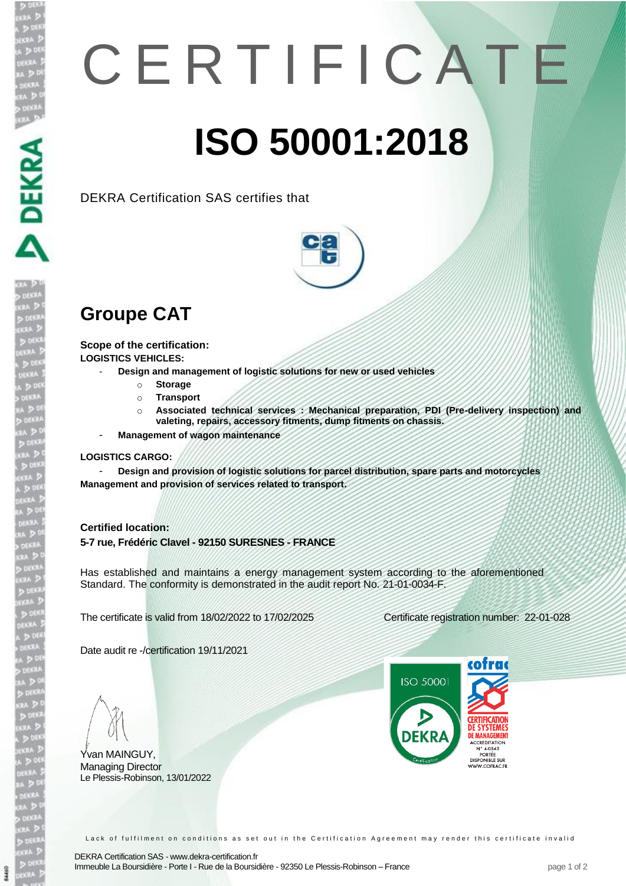# CERTIFICATE

# ISO 50001:2018

DEKRA Certification SAS certifies that

## Groupe CAT

**Scope of the certification:**
**LOGISTICS VEHICLES:**

- **Design and management of logistic solutions for new or used vehicles**
  - **Storage**
  - **Transport**
  - **Associated technical services : Mechanical preparation, PDI (Pre-delivery inspection) and valeting, repairs, accessory fitments, dump fitments on chassis.**
- **Management of wagon maintenance**

**LOGISTICS CARGO:**

- **Design and provision of logistic solutions for parcel distribution, spare parts and motorcycles**

**Management and provision of services related to transport.**

**Certified location:**
**5-7 rue, Frédéric Clavel - 92150 SURESNES - FRANCE**

Has established and maintains a energy management system according to the aforementioned Standard. The conformity is demonstrated in the audit report No. 21-01-0034-F.

The certificate is valid from 18/02/2022 to 17/02/2025

Certificate registration number: 22-01-028

Date audit re -/certification 19/11/2021

Yvan MAINGUY,
Managing Director
Le Plessis-Robinson, 13/01/2022

ISO 50001 DEKRA Certification

cofrac CERTIFICATION DE SYSTEMES DE MANAGEMENT ACCREDITATION N° 4-0545 PORTÉE DISPONIBLE SUR WWW.COFRAC.FR

Lack of fulfilment on conditions as set out in the Certification Agreement may render this certificate invalid

DEKRA Certification SAS - www.dekra-certification.fr
Immeuble La Boursidière - Porte I - Rue de la Boursidière - 92350 Le Plessis-Robinson – France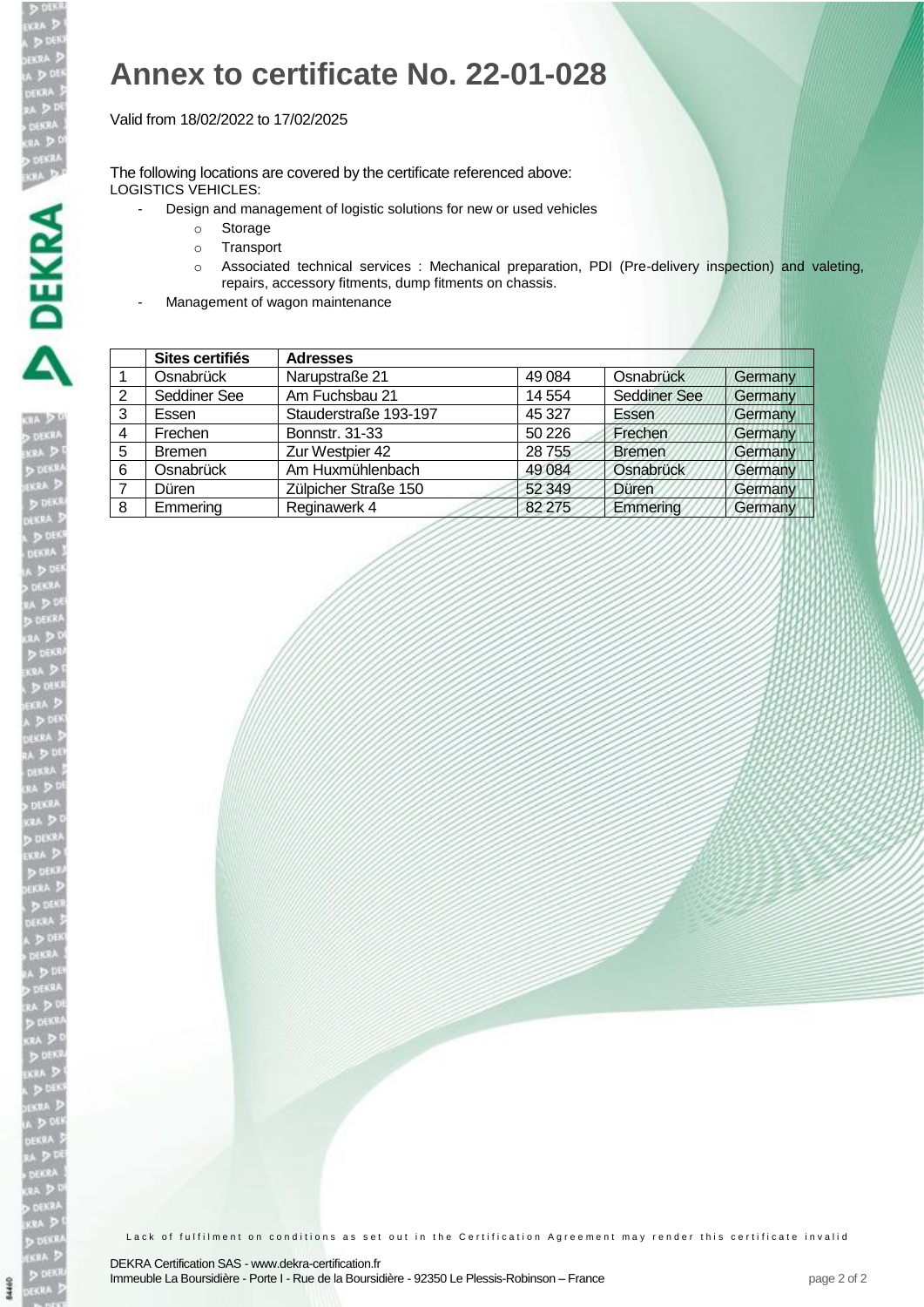# Annex to certificate No. 22-01-028

Valid from 18/02/2022 to 17/02/2025

The following locations are covered by the certificate referenced above:
LOGISTICS VEHICLES:

- Design and management of logistic solutions for new or used vehicles
  - Storage
  - Transport
  - Associated technical services : Mechanical preparation, PDI (Pre-delivery inspection) and valeting, repairs, accessory fitments, dump fitments on chassis.
- Management of wagon maintenance

| | Sites certifiés | Adresses | | | |
|---|---|---|---|---|---|
| 1 | Osnabrück | Narupstraße 21 | 49 084 | Osnabrück | Germany |
| 2 | Seddiner See | Am Fuchsbau 21 | 14 554 | Seddiner See | Germany |
| 3 | Essen | Stauderstraße 193-197 | 45 327 | Essen | Germany |
| 4 | Frechen | Bonnstr. 31-33 | 50 226 | Frechen | Germany |
| 5 | Bremen | Zur Westpier 42 | 28 755 | Bremen | Germany |
| 6 | Osnabrück | Am Huxmühlenbach | 49 084 | Osnabrück | Germany |
| 7 | Düren | Zülpicher Straße 150 | 52 349 | Düren | Germany |
| 8 | Emmering | Reginawerk 4 | 82 275 | Emmering | Germany |

Lack of fulfilment on conditions as set out in the Certification Agreement may render this certificate invalid

DEKRA Certification SAS - www.dekra-certification.fr
Immeuble La Boursidière - Porte I - Rue de la Boursidière - 92350 Le Plessis-Robinson – France